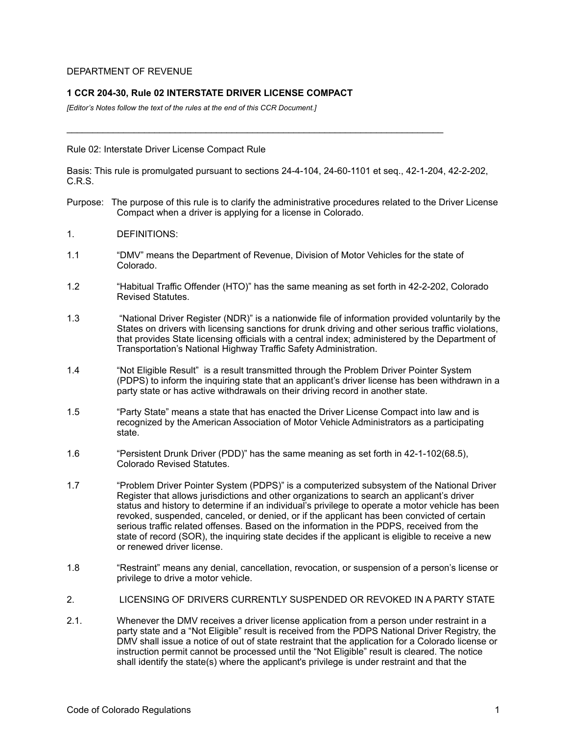DEPARTMENT OF REVENUE

**1 CCR 204-30, Rule 02 INTERSTATE DRIVER LICENSE COMPACT**

*[Editor's Notes follow the text of the rules at the end of this CCR Document.]*

---

Rule 02: Interstate Driver License Compact Rule

Basis: This rule is promulgated pursuant to sections 24-4-104, 24-60-1101 et seq., 42-1-204, 42-2-202, C.R.S.

Purpose: The purpose of this rule is to clarify the administrative procedures related to the Driver License Compact when a driver is applying for a license in Colorado.

1. DEFINITIONS:

1.1 "DMV" means the Department of Revenue, Division of Motor Vehicles for the state of Colorado.

1.2 "Habitual Traffic Offender (HTO)" has the same meaning as set forth in 42-2-202, Colorado Revised Statutes.

1.3 "National Driver Register (NDR)" is a nationwide file of information provided voluntarily by the States on drivers with licensing sanctions for drunk driving and other serious traffic violations, that provides State licensing officials with a central index; administered by the Department of Transportation's National Highway Traffic Safety Administration.

1.4 "Not Eligible Result" is a result transmitted through the Problem Driver Pointer System (PDPS) to inform the inquiring state that an applicant's driver license has been withdrawn in a party state or has active withdrawals on their driving record in another state.

1.5 "Party State" means a state that has enacted the Driver License Compact into law and is recognized by the American Association of Motor Vehicle Administrators as a participating state.

1.6 "Persistent Drunk Driver (PDD)" has the same meaning as set forth in 42-1-102(68.5), Colorado Revised Statutes.

1.7 "Problem Driver Pointer System (PDPS)" is a computerized subsystem of the National Driver Register that allows jurisdictions and other organizations to search an applicant's driver status and history to determine if an individual's privilege to operate a motor vehicle has been revoked, suspended, canceled, or denied, or if the applicant has been convicted of certain serious traffic related offenses. Based on the information in the PDPS, received from the state of record (SOR), the inquiring state decides if the applicant is eligible to receive a new or renewed driver license.

1.8 "Restraint" means any denial, cancellation, revocation, or suspension of a person's license or privilege to drive a motor vehicle.

2. LICENSING OF DRIVERS CURRENTLY SUSPENDED OR REVOKED IN A PARTY STATE

2.1. Whenever the DMV receives a driver license application from a person under restraint in a party state and a "Not Eligible" result is received from the PDPS National Driver Registry, the DMV shall issue a notice of out of state restraint that the application for a Colorado license or instruction permit cannot be processed until the "Not Eligible" result is cleared. The notice shall identify the state(s) where the applicant's privilege is under restraint and that the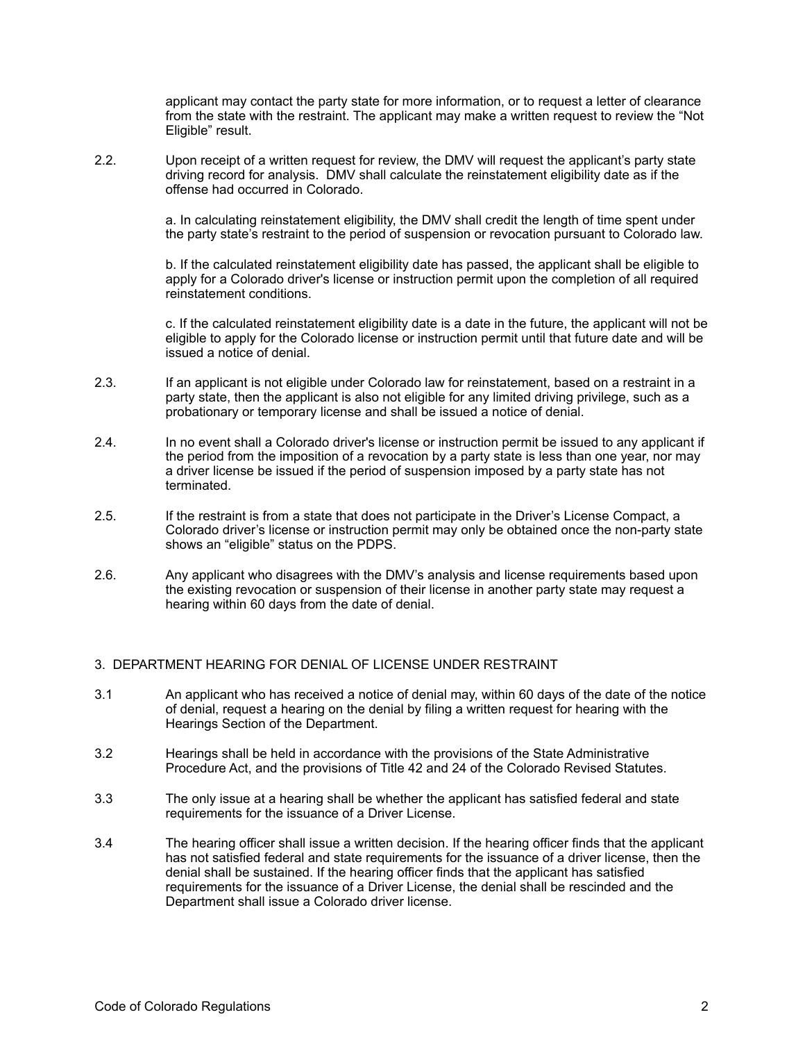applicant may contact the party state for more information, or to request a letter of clearance from the state with the restraint. The applicant may make a written request to review the “Not Eligible” result.

2.2. Upon receipt of a written request for review, the DMV will request the applicant’s party state driving record for analysis. DMV shall calculate the reinstatement eligibility date as if the offense had occurred in Colorado.

a. In calculating reinstatement eligibility, the DMV shall credit the length of time spent under the party state’s restraint to the period of suspension or revocation pursuant to Colorado law.

b. If the calculated reinstatement eligibility date has passed, the applicant shall be eligible to apply for a Colorado driver's license or instruction permit upon the completion of all required reinstatement conditions.

c. If the calculated reinstatement eligibility date is a date in the future, the applicant will not be eligible to apply for the Colorado license or instruction permit until that future date and will be issued a notice of denial.

2.3. If an applicant is not eligible under Colorado law for reinstatement, based on a restraint in a party state, then the applicant is also not eligible for any limited driving privilege, such as a probationary or temporary license and shall be issued a notice of denial.

2.4. In no event shall a Colorado driver's license or instruction permit be issued to any applicant if the period from the imposition of a revocation by a party state is less than one year, nor may a driver license be issued if the period of suspension imposed by a party state has not terminated.

2.5. If the restraint is from a state that does not participate in the Driver’s License Compact, a Colorado driver’s license or instruction permit may only be obtained once the non-party state shows an “eligible” status on the PDPS.

2.6. Any applicant who disagrees with the DMV’s analysis and license requirements based upon the existing revocation or suspension of their license in another party state may request a hearing within 60 days from the date of denial.

## 3. DEPARTMENT HEARING FOR DENIAL OF LICENSE UNDER RESTRAINT

3.1 An applicant who has received a notice of denial may, within 60 days of the date of the notice of denial, request a hearing on the denial by filing a written request for hearing with the Hearings Section of the Department.

3.2 Hearings shall be held in accordance with the provisions of the State Administrative Procedure Act, and the provisions of Title 42 and 24 of the Colorado Revised Statutes.

3.3 The only issue at a hearing shall be whether the applicant has satisfied federal and state requirements for the issuance of a Driver License.

3.4 The hearing officer shall issue a written decision. If the hearing officer finds that the applicant has not satisfied federal and state requirements for the issuance of a driver license, then the denial shall be sustained. If the hearing officer finds that the applicant has satisfied requirements for the issuance of a Driver License, the denial shall be rescinded and the Department shall issue a Colorado driver license.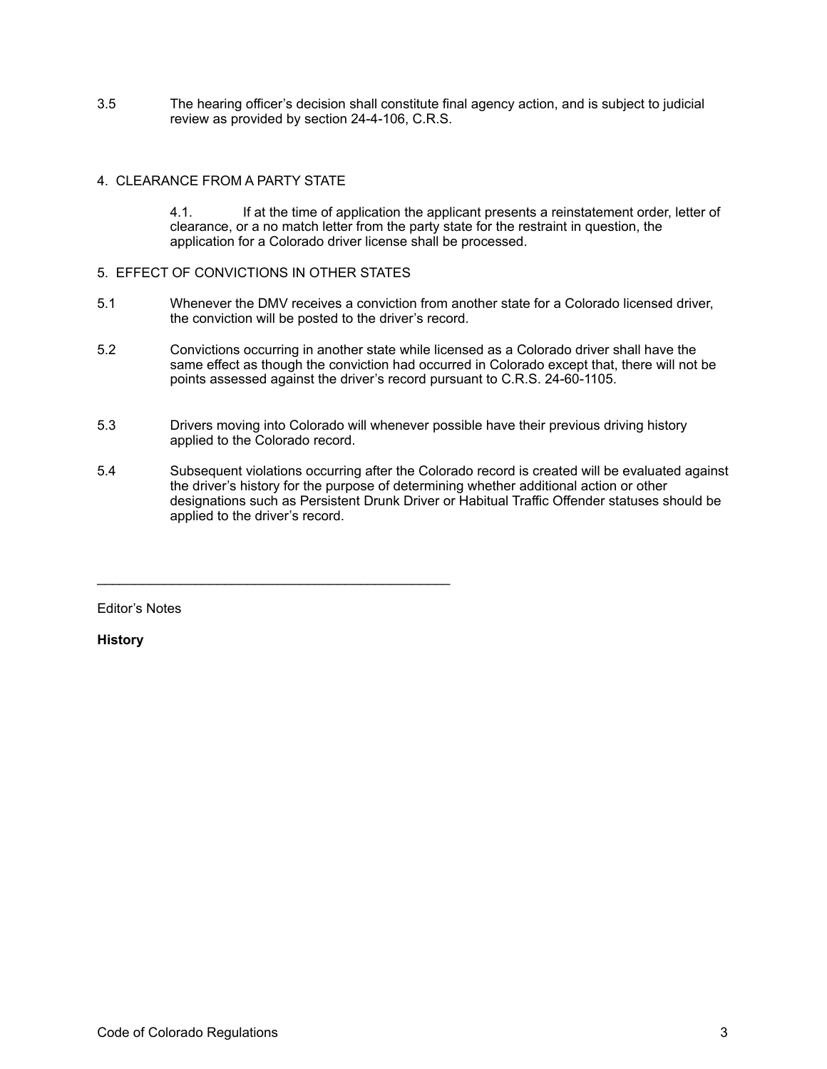3.5 The hearing officer's decision shall constitute final agency action, and is subject to judicial review as provided by section 24-4-106, C.R.S.

## 4. CLEARANCE FROM A PARTY STATE

4.1. If at the time of application the applicant presents a reinstatement order, letter of clearance, or a no match letter from the party state for the restraint in question, the application for a Colorado driver license shall be processed.

## 5. EFFECT OF CONVICTIONS IN OTHER STATES

5.1 Whenever the DMV receives a conviction from another state for a Colorado licensed driver, the conviction will be posted to the driver's record.

5.2 Convictions occurring in another state while licensed as a Colorado driver shall have the same effect as though the conviction had occurred in Colorado except that, there will not be points assessed against the driver's record pursuant to C.R.S. 24-60-1105.

5.3 Drivers moving into Colorado will whenever possible have their previous driving history applied to the Colorado record.

5.4 Subsequent violations occurring after the Colorado record is created will be evaluated against the driver's history for the purpose of determining whether additional action or other designations such as Persistent Drunk Driver or Habitual Traffic Offender statuses should be applied to the driver's record.

---

Editor's Notes

**History**